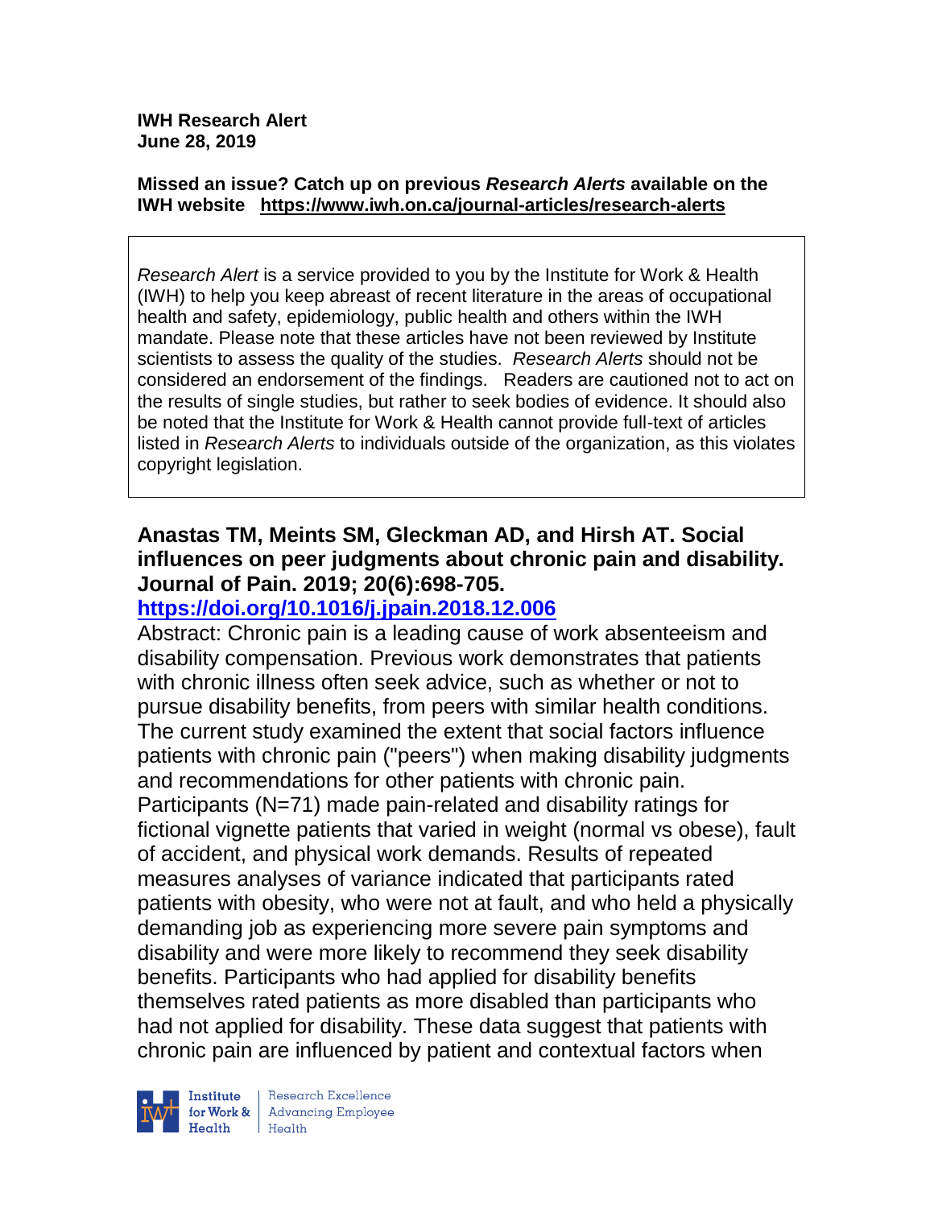**IWH Research Alert**
**June 28, 2019**

**Missed an issue? Catch up on previous *Research Alerts* available on the IWH website https://www.iwh.on.ca/journal-articles/research-alerts**

> *Research Alert* is a service provided to you by the Institute for Work & Health (IWH) to help you keep abreast of recent literature in the areas of occupational health and safety, epidemiology, public health and others within the IWH mandate. Please note that these articles have not been reviewed by Institute scientists to assess the quality of the studies. *Research Alerts* should not be considered an endorsement of the findings. Readers are cautioned not to act on the results of single studies, but rather to seek bodies of evidence. It should also be noted that the Institute for Work & Health cannot provide full-text of articles listed in *Research Alerts* to individuals outside of the organization, as this violates copyright legislation.

**Anastas TM, Meints SM, Gleckman AD, and Hirsh AT. Social influences on peer judgments about chronic pain and disability. Journal of Pain. 2019; 20(6):698-705.**
**https://doi.org/10.1016/j.jpain.2018.12.006**

Abstract: Chronic pain is a leading cause of work absenteeism and disability compensation. Previous work demonstrates that patients with chronic illness often seek advice, such as whether or not to pursue disability benefits, from peers with similar health conditions. The current study examined the extent that social factors influence patients with chronic pain ("peers") when making disability judgments and recommendations for other patients with chronic pain. Participants (N=71) made pain-related and disability ratings for fictional vignette patients that varied in weight (normal vs obese), fault of accident, and physical work demands. Results of repeated measures analyses of variance indicated that participants rated patients with obesity, who were not at fault, and who held a physically demanding job as experiencing more severe pain symptoms and disability and were more likely to recommend they seek disability benefits. Participants who had applied for disability benefits themselves rated patients as more disabled than participants who had not applied for disability. These data suggest that patients with chronic pain are influenced by patient and contextual factors when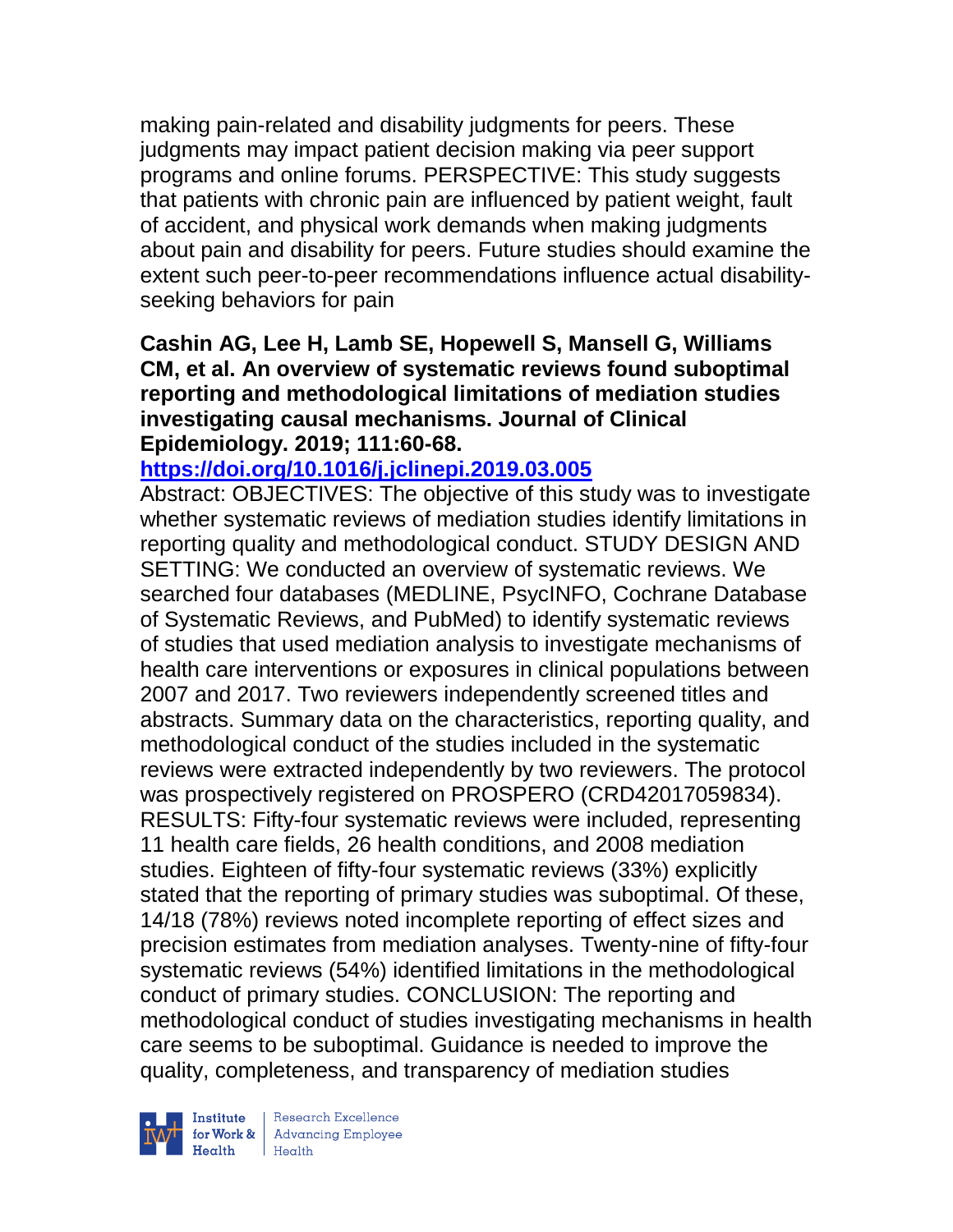making pain-related and disability judgments for peers. These judgments may impact patient decision making via peer support programs and online forums. PERSPECTIVE: This study suggests that patients with chronic pain are influenced by patient weight, fault of accident, and physical work demands when making judgments about pain and disability for peers. Future studies should examine the extent such peer-to-peer recommendations influence actual disability-seeking behaviors for pain

**Cashin AG, Lee H, Lamb SE, Hopewell S, Mansell G, Williams CM, et al. An overview of systematic reviews found suboptimal reporting and methodological limitations of mediation studies investigating causal mechanisms. Journal of Clinical Epidemiology. 2019; 111:60-68.**

**https://doi.org/10.1016/j.jclinepi.2019.03.005**

Abstract: OBJECTIVES: The objective of this study was to investigate whether systematic reviews of mediation studies identify limitations in reporting quality and methodological conduct. STUDY DESIGN AND SETTING: We conducted an overview of systematic reviews. We searched four databases (MEDLINE, PsycINFO, Cochrane Database of Systematic Reviews, and PubMed) to identify systematic reviews of studies that used mediation analysis to investigate mechanisms of health care interventions or exposures in clinical populations between 2007 and 2017. Two reviewers independently screened titles and abstracts. Summary data on the characteristics, reporting quality, and methodological conduct of the studies included in the systematic reviews were extracted independently by two reviewers. The protocol was prospectively registered on PROSPERO (CRD42017059834). RESULTS: Fifty-four systematic reviews were included, representing 11 health care fields, 26 health conditions, and 2008 mediation studies. Eighteen of fifty-four systematic reviews (33%) explicitly stated that the reporting of primary studies was suboptimal. Of these, 14/18 (78%) reviews noted incomplete reporting of effect sizes and precision estimates from mediation analyses. Twenty-nine of fifty-four systematic reviews (54%) identified limitations in the methodological conduct of primary studies. CONCLUSION: The reporting and methodological conduct of studies investigating mechanisms in health care seems to be suboptimal. Guidance is needed to improve the quality, completeness, and transparency of mediation studies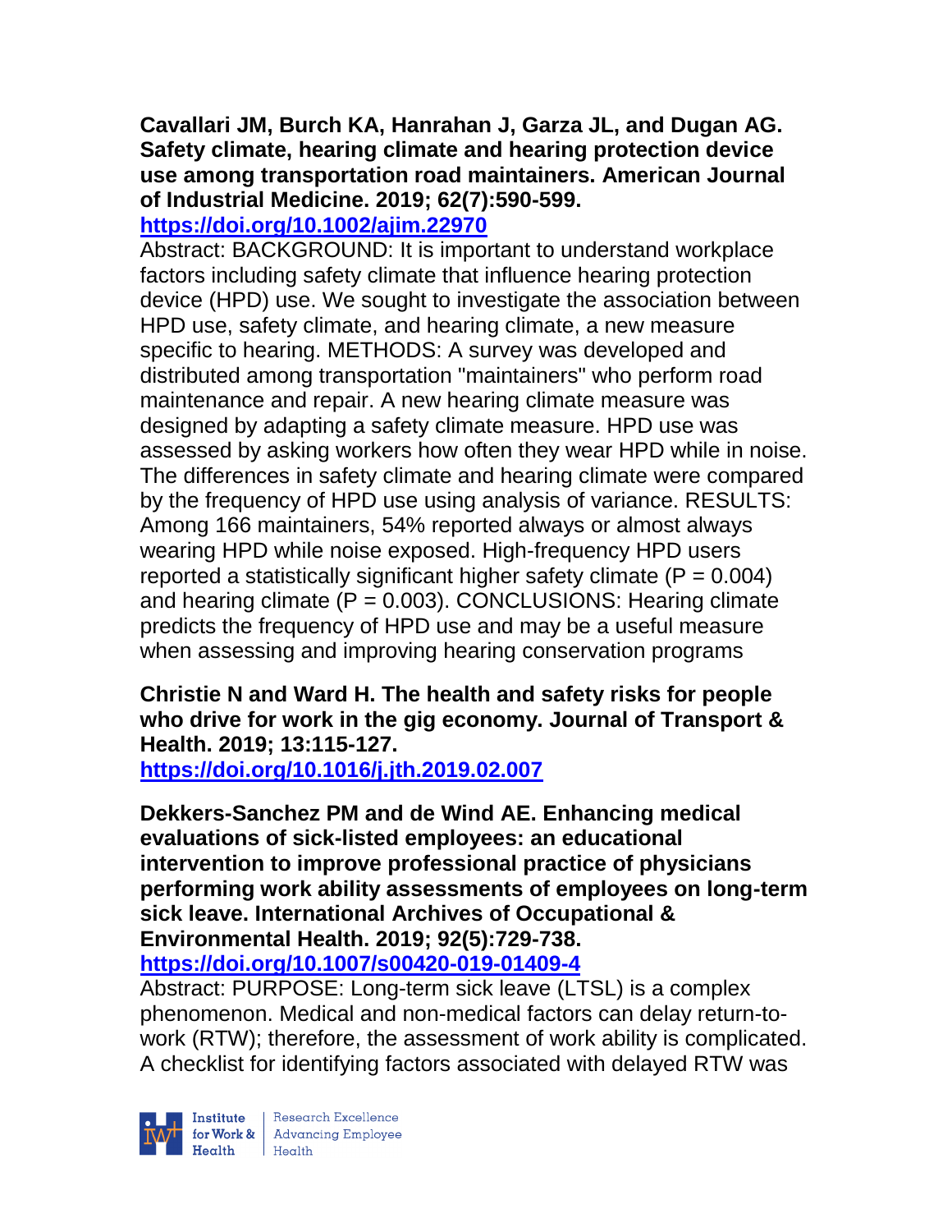**Cavallari JM, Burch KA, Hanrahan J, Garza JL, and Dugan AG. Safety climate, hearing climate and hearing protection device use among transportation road maintainers. American Journal of Industrial Medicine. 2019; 62(7):590-599.**
**https://doi.org/10.1002/ajim.22970**

Abstract: BACKGROUND: It is important to understand workplace factors including safety climate that influence hearing protection device (HPD) use. We sought to investigate the association between HPD use, safety climate, and hearing climate, a new measure specific to hearing. METHODS: A survey was developed and distributed among transportation "maintainers" who perform road maintenance and repair. A new hearing climate measure was designed by adapting a safety climate measure. HPD use was assessed by asking workers how often they wear HPD while in noise. The differences in safety climate and hearing climate were compared by the frequency of HPD use using analysis of variance. RESULTS: Among 166 maintainers, 54% reported always or almost always wearing HPD while noise exposed. High-frequency HPD users reported a statistically significant higher safety climate ($P = 0.004$) and hearing climate ($P = 0.003$). CONCLUSIONS: Hearing climate predicts the frequency of HPD use and may be a useful measure when assessing and improving hearing conservation programs

**Christie N and Ward H. The health and safety risks for people who drive for work in the gig economy. Journal of Transport & Health. 2019; 13:115-127.**
**https://doi.org/10.1016/j.jth.2019.02.007**

**Dekkers-Sanchez PM and de Wind AE. Enhancing medical evaluations of sick-listed employees: an educational intervention to improve professional practice of physicians performing work ability assessments of employees on long-term sick leave. International Archives of Occupational & Environmental Health. 2019; 92(5):729-738.**
**https://doi.org/10.1007/s00420-019-01409-4**

Abstract: PURPOSE: Long-term sick leave (LTSL) is a complex phenomenon. Medical and non-medical factors can delay return-to-work (RTW); therefore, the assessment of work ability is complicated. A checklist for identifying factors associated with delayed RTW was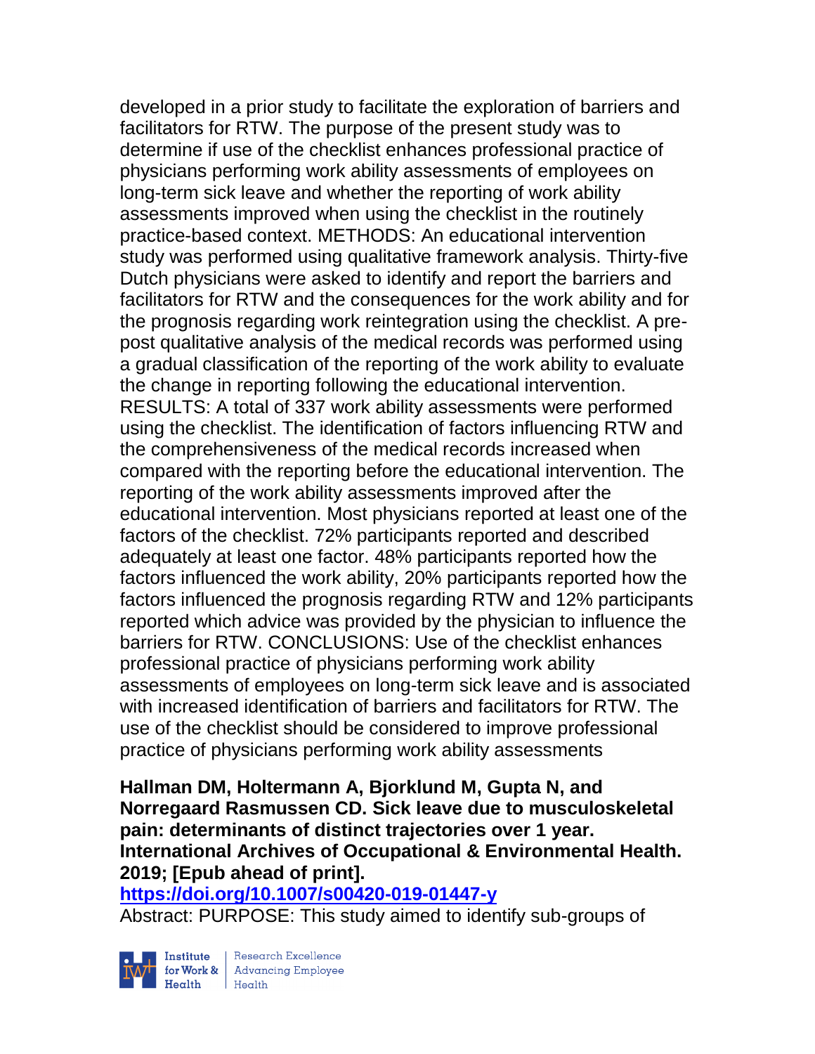developed in a prior study to facilitate the exploration of barriers and facilitators for RTW. The purpose of the present study was to determine if use of the checklist enhances professional practice of physicians performing work ability assessments of employees on long-term sick leave and whether the reporting of work ability assessments improved when using the checklist in the routinely practice-based context. METHODS: An educational intervention study was performed using qualitative framework analysis. Thirty-five Dutch physicians were asked to identify and report the barriers and facilitators for RTW and the consequences for the work ability and for the prognosis regarding work reintegration using the checklist. A pre-post qualitative analysis of the medical records was performed using a gradual classification of the reporting of the work ability to evaluate the change in reporting following the educational intervention. RESULTS: A total of 337 work ability assessments were performed using the checklist. The identification of factors influencing RTW and the comprehensiveness of the medical records increased when compared with the reporting before the educational intervention. The reporting of the work ability assessments improved after the educational intervention. Most physicians reported at least one of the factors of the checklist. 72% participants reported and described adequately at least one factor. 48% participants reported how the factors influenced the work ability, 20% participants reported how the factors influenced the prognosis regarding RTW and 12% participants reported which advice was provided by the physician to influence the barriers for RTW. CONCLUSIONS: Use of the checklist enhances professional practice of physicians performing work ability assessments of employees on long-term sick leave and is associated with increased identification of barriers and facilitators for RTW. The use of the checklist should be considered to improve professional practice of physicians performing work ability assessments

**Hallman DM, Holtermann A, Bjorklund M, Gupta N, and Norregaard Rasmussen CD. Sick leave due to musculoskeletal pain: determinants of distinct trajectories over 1 year. International Archives of Occupational & Environmental Health. 2019; [Epub ahead of print].**
**https://doi.org/10.1007/s00420-019-01447-y**
Abstract: PURPOSE: This study aimed to identify sub-groups of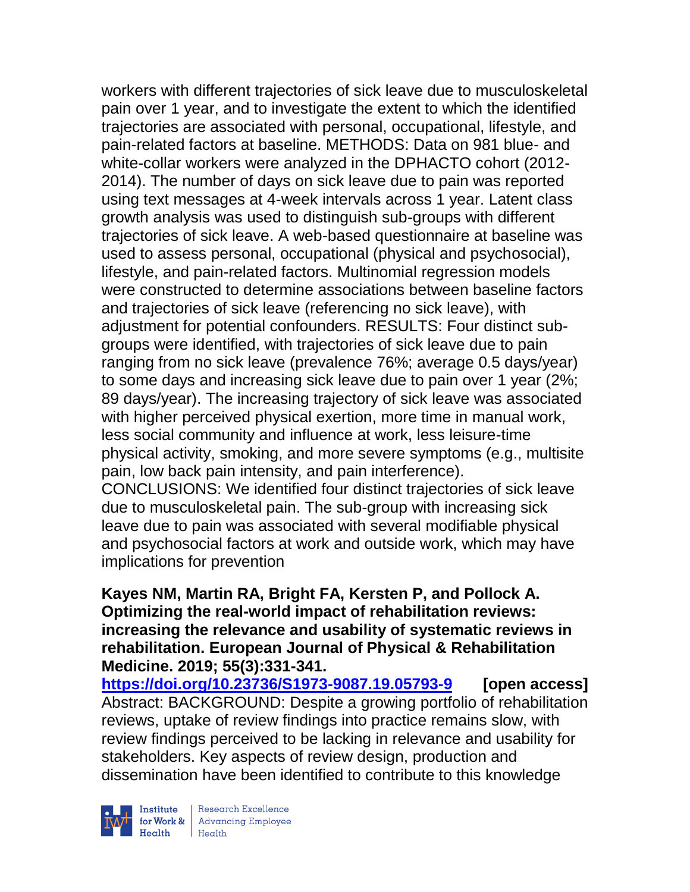workers with different trajectories of sick leave due to musculoskeletal pain over 1 year, and to investigate the extent to which the identified trajectories are associated with personal, occupational, lifestyle, and pain-related factors at baseline. METHODS: Data on 981 blue- and white-collar workers were analyzed in the DPHACTO cohort (2012-2014). The number of days on sick leave due to pain was reported using text messages at 4-week intervals across 1 year. Latent class growth analysis was used to distinguish sub-groups with different trajectories of sick leave. A web-based questionnaire at baseline was used to assess personal, occupational (physical and psychosocial), lifestyle, and pain-related factors. Multinomial regression models were constructed to determine associations between baseline factors and trajectories of sick leave (referencing no sick leave), with adjustment for potential confounders. RESULTS: Four distinct sub-groups were identified, with trajectories of sick leave due to pain ranging from no sick leave (prevalence 76%; average 0.5 days/year) to some days and increasing sick leave due to pain over 1 year (2%; 89 days/year). The increasing trajectory of sick leave was associated with higher perceived physical exertion, more time in manual work, less social community and influence at work, less leisure-time physical activity, smoking, and more severe symptoms (e.g., multisite pain, low back pain intensity, and pain interference). CONCLUSIONS: We identified four distinct trajectories of sick leave due to musculoskeletal pain. The sub-group with increasing sick leave due to pain was associated with several modifiable physical and psychosocial factors at work and outside work, which may have implications for prevention

**Kayes NM, Martin RA, Bright FA, Kersten P, and Pollock A. Optimizing the real-world impact of rehabilitation reviews: increasing the relevance and usability of systematic reviews in rehabilitation. European Journal of Physical & Rehabilitation Medicine. 2019; 55(3):331-341.**

**https://doi.org/10.23736/S1973-9087.19.05793-9 [open access]**

Abstract: BACKGROUND: Despite a growing portfolio of rehabilitation reviews, uptake of review findings into practice remains slow, with review findings perceived to be lacking in relevance and usability for stakeholders. Key aspects of review design, production and dissemination have been identified to contribute to this knowledge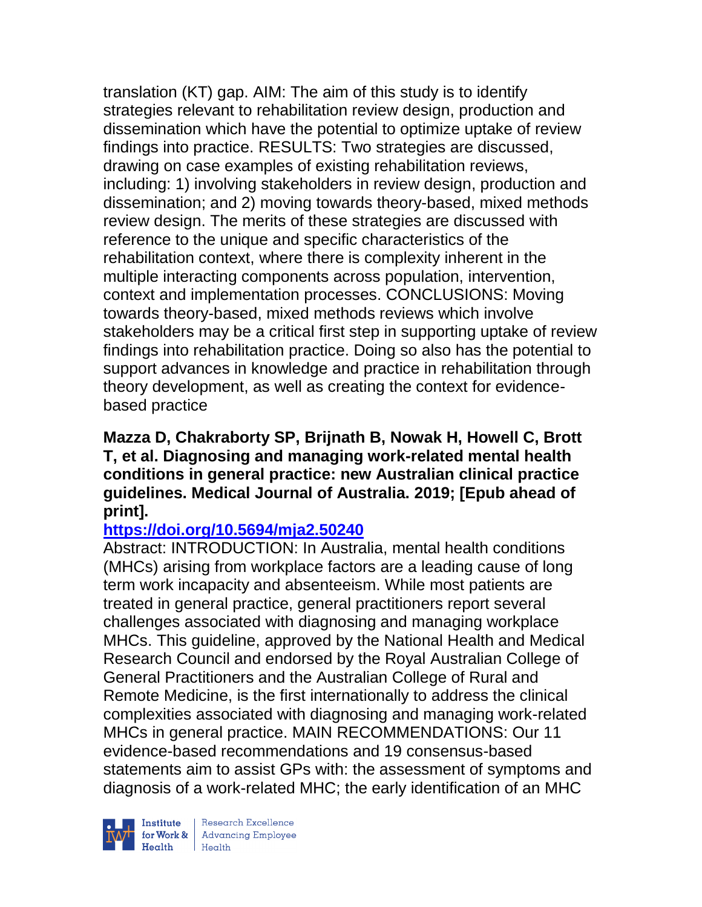translation (KT) gap. AIM: The aim of this study is to identify strategies relevant to rehabilitation review design, production and dissemination which have the potential to optimize uptake of review findings into practice. RESULTS: Two strategies are discussed, drawing on case examples of existing rehabilitation reviews, including: 1) involving stakeholders in review design, production and dissemination; and 2) moving towards theory-based, mixed methods review design. The merits of these strategies are discussed with reference to the unique and specific characteristics of the rehabilitation context, where there is complexity inherent in the multiple interacting components across population, intervention, context and implementation processes. CONCLUSIONS: Moving towards theory-based, mixed methods reviews which involve stakeholders may be a critical first step in supporting uptake of review findings into rehabilitation practice. Doing so also has the potential to support advances in knowledge and practice in rehabilitation through theory development, as well as creating the context for evidence-based practice

**Mazza D, Chakraborty SP, Brijnath B, Nowak H, Howell C, Brott T, et al. Diagnosing and managing work-related mental health conditions in general practice: new Australian clinical practice guidelines. Medical Journal of Australia. 2019; [Epub ahead of print].**

**https://doi.org/10.5694/mja2.50240**

Abstract: INTRODUCTION: In Australia, mental health conditions (MHCs) arising from workplace factors are a leading cause of long term work incapacity and absenteeism. While most patients are treated in general practice, general practitioners report several challenges associated with diagnosing and managing workplace MHCs. This guideline, approved by the National Health and Medical Research Council and endorsed by the Royal Australian College of General Practitioners and the Australian College of Rural and Remote Medicine, is the first internationally to address the clinical complexities associated with diagnosing and managing work-related MHCs in general practice. MAIN RECOMMENDATIONS: Our 11 evidence-based recommendations and 19 consensus-based statements aim to assist GPs with: the assessment of symptoms and diagnosis of a work-related MHC; the early identification of an MHC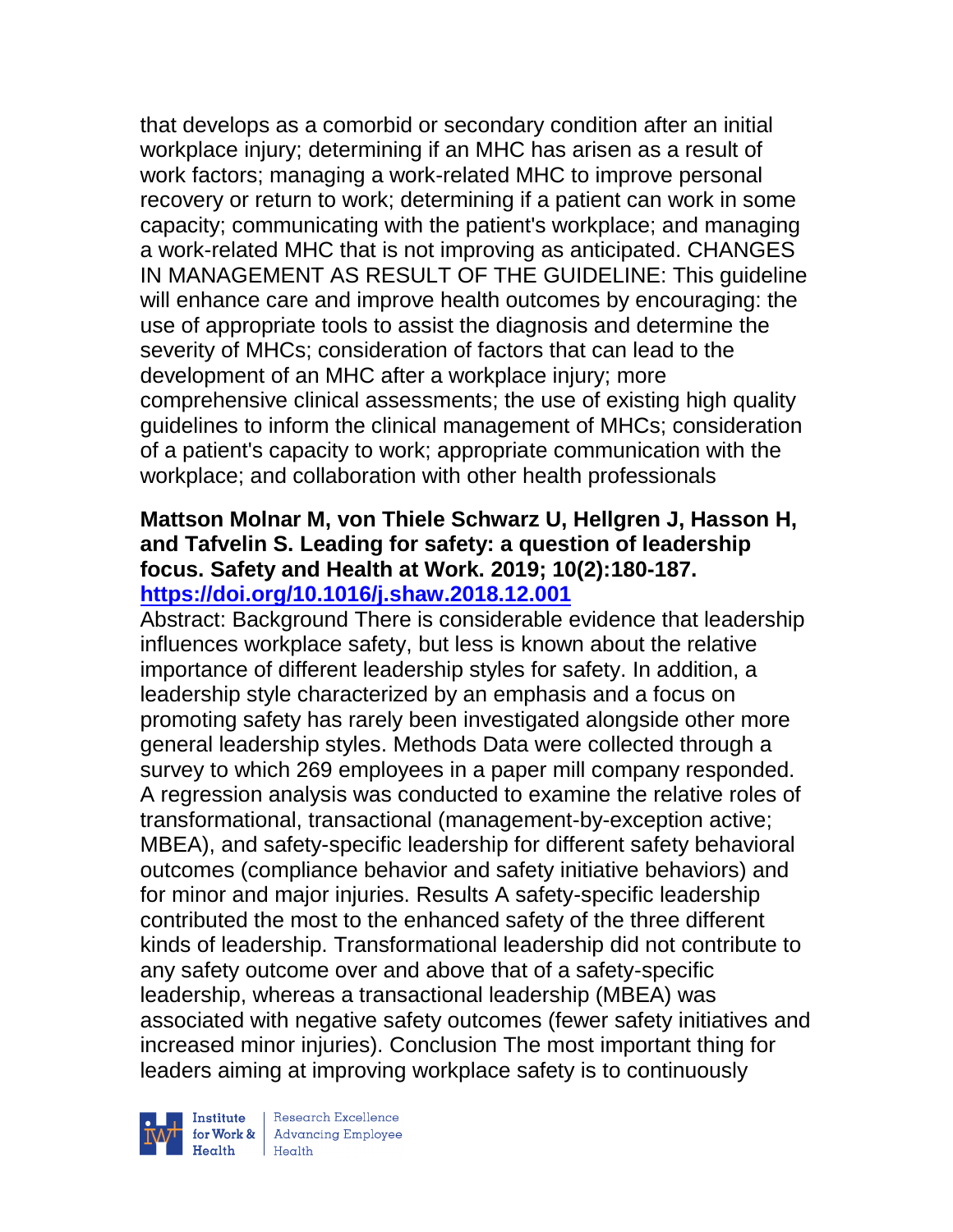that develops as a comorbid or secondary condition after an initial workplace injury; determining if an MHC has arisen as a result of work factors; managing a work-related MHC to improve personal recovery or return to work; determining if a patient can work in some capacity; communicating with the patient's workplace; and managing a work-related MHC that is not improving as anticipated. CHANGES IN MANAGEMENT AS RESULT OF THE GUIDELINE: This guideline will enhance care and improve health outcomes by encouraging: the use of appropriate tools to assist the diagnosis and determine the severity of MHCs; consideration of factors that can lead to the development of an MHC after a workplace injury; more comprehensive clinical assessments; the use of existing high quality guidelines to inform the clinical management of MHCs; consideration of a patient's capacity to work; appropriate communication with the workplace; and collaboration with other health professionals

**Mattson Molnar M, von Thiele Schwarz U, Hellgren J, Hasson H, and Tafvelin S. Leading for safety: a question of leadership focus. Safety and Health at Work. 2019; 10(2):180-187. [https://doi.org/10.1016/j.shaw.2018.12.001](https://doi.org/10.1016/j.shaw.2018.12.001)**

Abstract: Background There is considerable evidence that leadership influences workplace safety, but less is known about the relative importance of different leadership styles for safety. In addition, a leadership style characterized by an emphasis and a focus on promoting safety has rarely been investigated alongside other more general leadership styles. Methods Data were collected through a survey to which 269 employees in a paper mill company responded. A regression analysis was conducted to examine the relative roles of transformational, transactional (management-by-exception active; MBEA), and safety-specific leadership for different safety behavioral outcomes (compliance behavior and safety initiative behaviors) and for minor and major injuries. Results A safety-specific leadership contributed the most to the enhanced safety of the three different kinds of leadership. Transformational leadership did not contribute to any safety outcome over and above that of a safety-specific leadership, whereas a transactional leadership (MBEA) was associated with negative safety outcomes (fewer safety initiatives and increased minor injuries). Conclusion The most important thing for leaders aiming at improving workplace safety is to continuously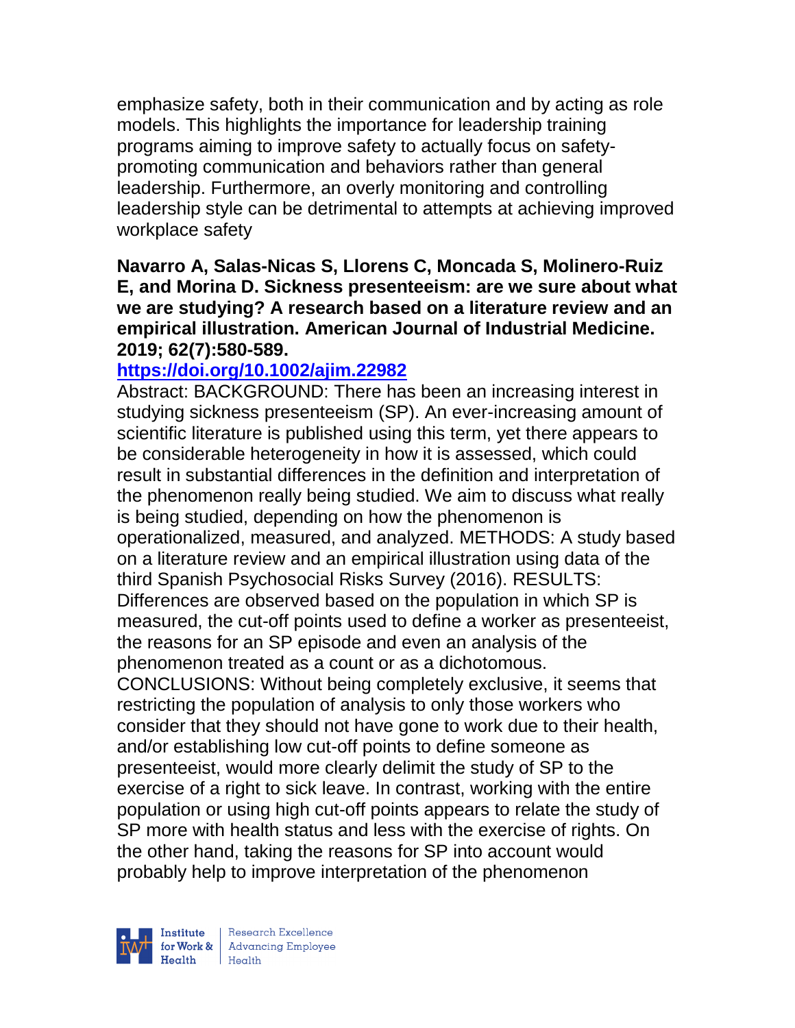emphasize safety, both in their communication and by acting as role models. This highlights the importance for leadership training programs aiming to improve safety to actually focus on safety-promoting communication and behaviors rather than general leadership. Furthermore, an overly monitoring and controlling leadership style can be detrimental to attempts at achieving improved workplace safety

**Navarro A, Salas-Nicas S, Llorens C, Moncada S, Molinero-Ruiz E, and Morina D. Sickness presenteeism: are we sure about what we are studying? A research based on a literature review and an empirical illustration. American Journal of Industrial Medicine. 2019; 62(7):580-589.**

**https://doi.org/10.1002/ajim.22982**

Abstract: BACKGROUND: There has been an increasing interest in studying sickness presenteeism (SP). An ever-increasing amount of scientific literature is published using this term, yet there appears to be considerable heterogeneity in how it is assessed, which could result in substantial differences in the definition and interpretation of the phenomenon really being studied. We aim to discuss what really is being studied, depending on how the phenomenon is operationalized, measured, and analyzed. METHODS: A study based on a literature review and an empirical illustration using data of the third Spanish Psychosocial Risks Survey (2016). RESULTS: Differences are observed based on the population in which SP is measured, the cut-off points used to define a worker as presenteeist, the reasons for an SP episode and even an analysis of the phenomenon treated as a count or as a dichotomous. CONCLUSIONS: Without being completely exclusive, it seems that restricting the population of analysis to only those workers who consider that they should not have gone to work due to their health, and/or establishing low cut-off points to define someone as presenteeist, would more clearly delimit the study of SP to the exercise of a right to sick leave. In contrast, working with the entire population or using high cut-off points appears to relate the study of SP more with health status and less with the exercise of rights. On the other hand, taking the reasons for SP into account would probably help to improve interpretation of the phenomenon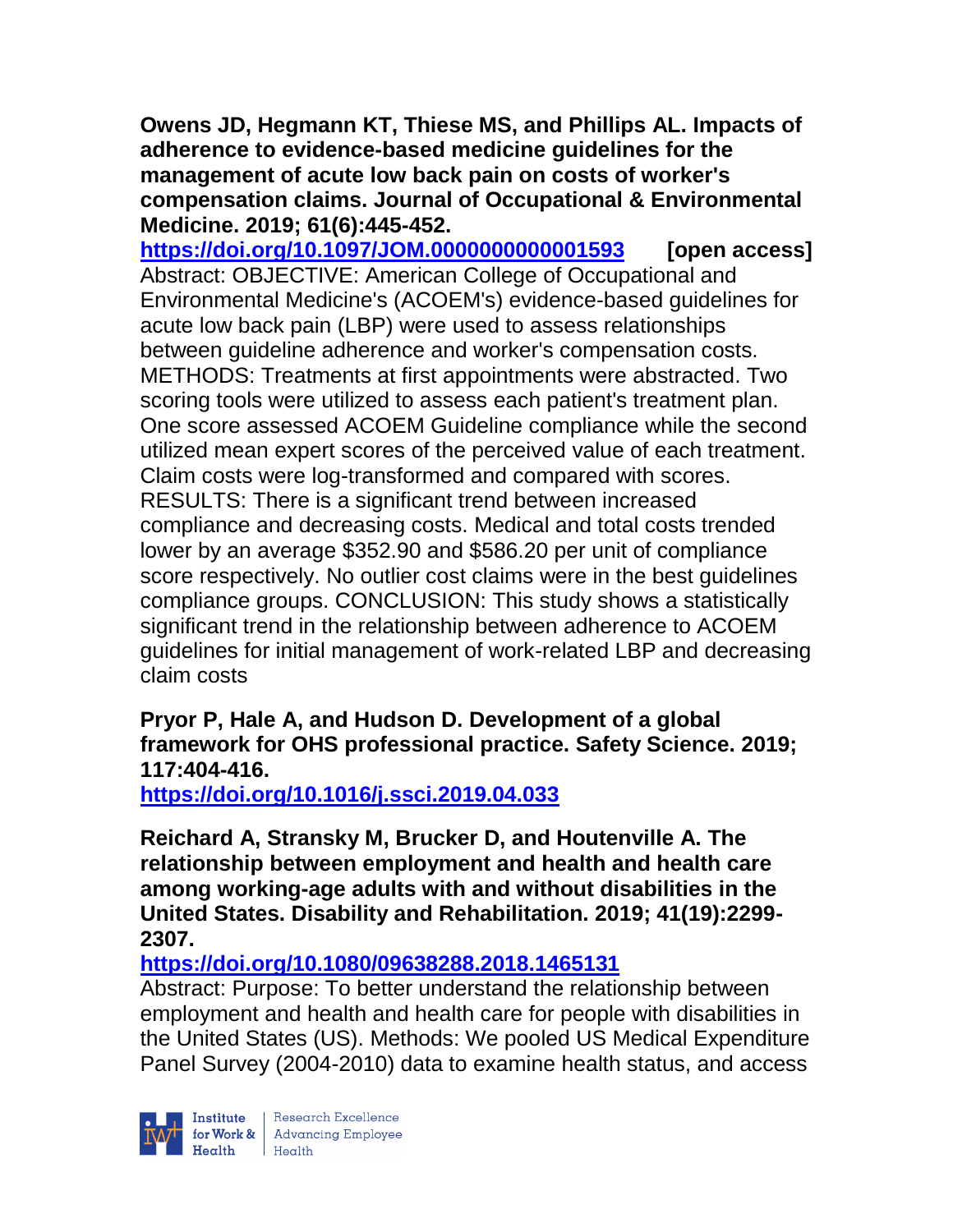**Owens JD, Hegmann KT, Thiese MS, and Phillips AL. Impacts of adherence to evidence-based medicine guidelines for the management of acute low back pain on costs of worker's compensation claims. Journal of Occupational & Environmental Medicine. 2019; 61(6):445-452.**

https://doi.org/10.1097/JOM.0000000000001593 **[open access]**

Abstract: OBJECTIVE: American College of Occupational and Environmental Medicine's (ACOEM's) evidence-based guidelines for acute low back pain (LBP) were used to assess relationships between guideline adherence and worker's compensation costs. METHODS: Treatments at first appointments were abstracted. Two scoring tools were utilized to assess each patient's treatment plan. One score assessed ACOEM Guideline compliance while the second utilized mean expert scores of the perceived value of each treatment. Claim costs were log-transformed and compared with scores. RESULTS: There is a significant trend between increased compliance and decreasing costs. Medical and total costs trended lower by an average $352.90 and $586.20 per unit of compliance score respectively. No outlier cost claims were in the best guidelines compliance groups. CONCLUSION: This study shows a statistically significant trend in the relationship between adherence to ACOEM guidelines for initial management of work-related LBP and decreasing claim costs

**Pryor P, Hale A, and Hudson D. Development of a global framework for OHS professional practice. Safety Science. 2019; 117:404-416.**

https://doi.org/10.1016/j.ssci.2019.04.033

**Reichard A, Stransky M, Brucker D, and Houtenville A. The relationship between employment and health and health care among working-age adults with and without disabilities in the United States. Disability and Rehabilitation. 2019; 41(19):2299-2307.**

https://doi.org/10.1080/09638288.2018.1465131

Abstract: Purpose: To better understand the relationship between employment and health and health care for people with disabilities in the United States (US). Methods: We pooled US Medical Expenditure Panel Survey (2004-2010) data to examine health status, and access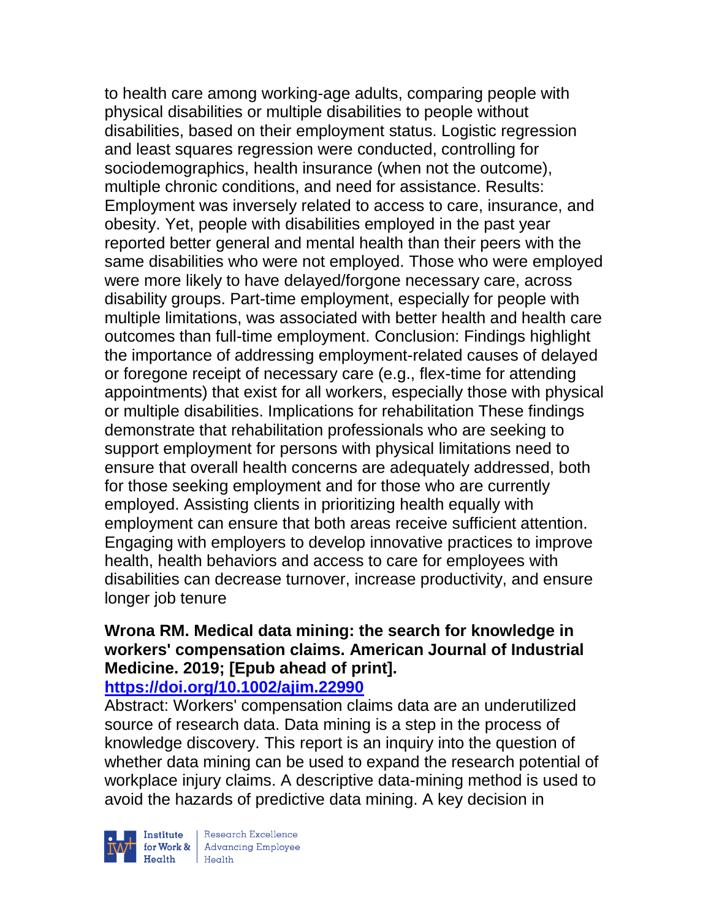to health care among working-age adults, comparing people with physical disabilities or multiple disabilities to people without disabilities, based on their employment status. Logistic regression and least squares regression were conducted, controlling for sociodemographics, health insurance (when not the outcome), multiple chronic conditions, and need for assistance. Results: Employment was inversely related to access to care, insurance, and obesity. Yet, people with disabilities employed in the past year reported better general and mental health than their peers with the same disabilities who were not employed. Those who were employed were more likely to have delayed/forgone necessary care, across disability groups. Part-time employment, especially for people with multiple limitations, was associated with better health and health care outcomes than full-time employment. Conclusion: Findings highlight the importance of addressing employment-related causes of delayed or foregone receipt of necessary care (e.g., flex-time for attending appointments) that exist for all workers, especially those with physical or multiple disabilities. Implications for rehabilitation These findings demonstrate that rehabilitation professionals who are seeking to support employment for persons with physical limitations need to ensure that overall health concerns are adequately addressed, both for those seeking employment and for those who are currently employed. Assisting clients in prioritizing health equally with employment can ensure that both areas receive sufficient attention. Engaging with employers to develop innovative practices to improve health, health behaviors and access to care for employees with disabilities can decrease turnover, increase productivity, and ensure longer job tenure

**Wrona RM. Medical data mining: the search for knowledge in workers' compensation claims. American Journal of Industrial Medicine. 2019; [Epub ahead of print].**
**https://doi.org/10.1002/ajim.22990**

Abstract: Workers' compensation claims data are an underutilized source of research data. Data mining is a step in the process of knowledge discovery. This report is an inquiry into the question of whether data mining can be used to expand the research potential of workplace injury claims. A descriptive data-mining method is used to avoid the hazards of predictive data mining. A key decision in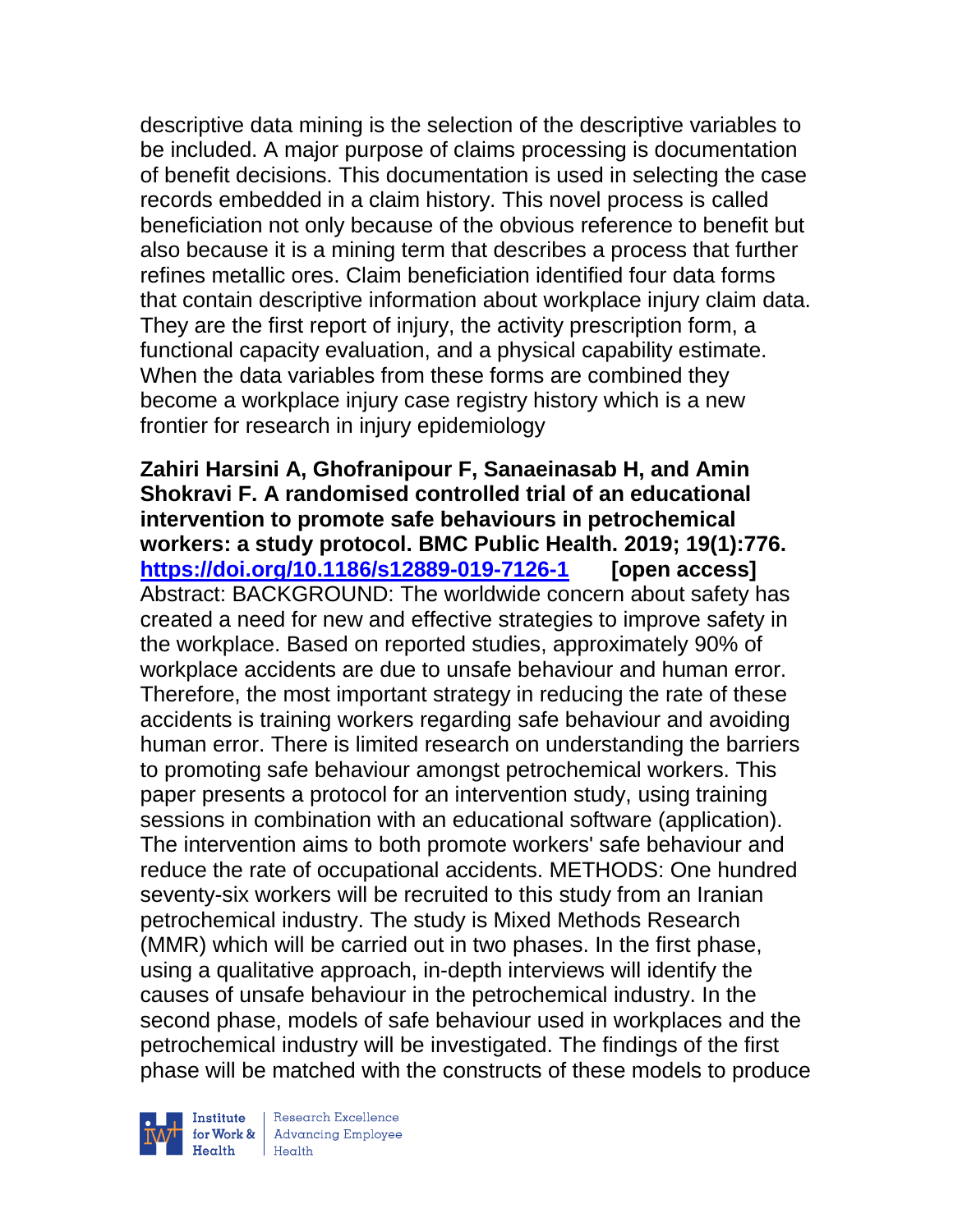descriptive data mining is the selection of the descriptive variables to be included. A major purpose of claims processing is documentation of benefit decisions. This documentation is used in selecting the case records embedded in a claim history. This novel process is called beneficiation not only because of the obvious reference to benefit but also because it is a mining term that describes a process that further refines metallic ores. Claim beneficiation identified four data forms that contain descriptive information about workplace injury claim data. They are the first report of injury, the activity prescription form, a functional capacity evaluation, and a physical capability estimate. When the data variables from these forms are combined they become a workplace injury case registry history which is a new frontier for research in injury epidemiology

**Zahiri Harsini A, Ghofranipour F, Sanaeinasab H, and Amin Shokravi F. A randomised controlled trial of an educational intervention to promote safe behaviours in petrochemical workers: a study protocol. BMC Public Health. 2019; 19(1):776. https://doi.org/10.1186/s12889-019-7126-1 [open access]**
Abstract: BACKGROUND: The worldwide concern about safety has created a need for new and effective strategies to improve safety in the workplace. Based on reported studies, approximately 90% of workplace accidents are due to unsafe behaviour and human error. Therefore, the most important strategy in reducing the rate of these accidents is training workers regarding safe behaviour and avoiding human error. There is limited research on understanding the barriers to promoting safe behaviour amongst petrochemical workers. This paper presents a protocol for an intervention study, using training sessions in combination with an educational software (application). The intervention aims to both promote workers' safe behaviour and reduce the rate of occupational accidents. METHODS: One hundred seventy-six workers will be recruited to this study from an Iranian petrochemical industry. The study is Mixed Methods Research (MMR) which will be carried out in two phases. In the first phase, using a qualitative approach, in-depth interviews will identify the causes of unsafe behaviour in the petrochemical industry. In the second phase, models of safe behaviour used in workplaces and the petrochemical industry will be investigated. The findings of the first phase will be matched with the constructs of these models to produce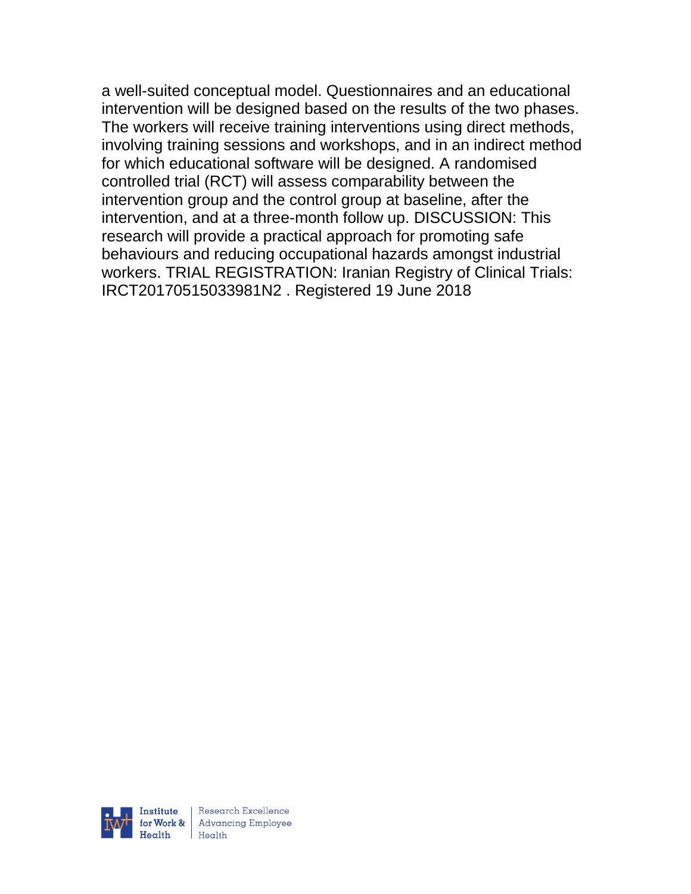a well-suited conceptual model. Questionnaires and an educational intervention will be designed based on the results of the two phases. The workers will receive training interventions using direct methods, involving training sessions and workshops, and in an indirect method for which educational software will be designed. A randomised controlled trial (RCT) will assess comparability between the intervention group and the control group at baseline, after the intervention, and at a three-month follow up. DISCUSSION: This research will provide a practical approach for promoting safe behaviours and reducing occupational hazards amongst industrial workers. TRIAL REGISTRATION: Iranian Registry of Clinical Trials: IRCT20170515033981N2 . Registered 19 June 2018